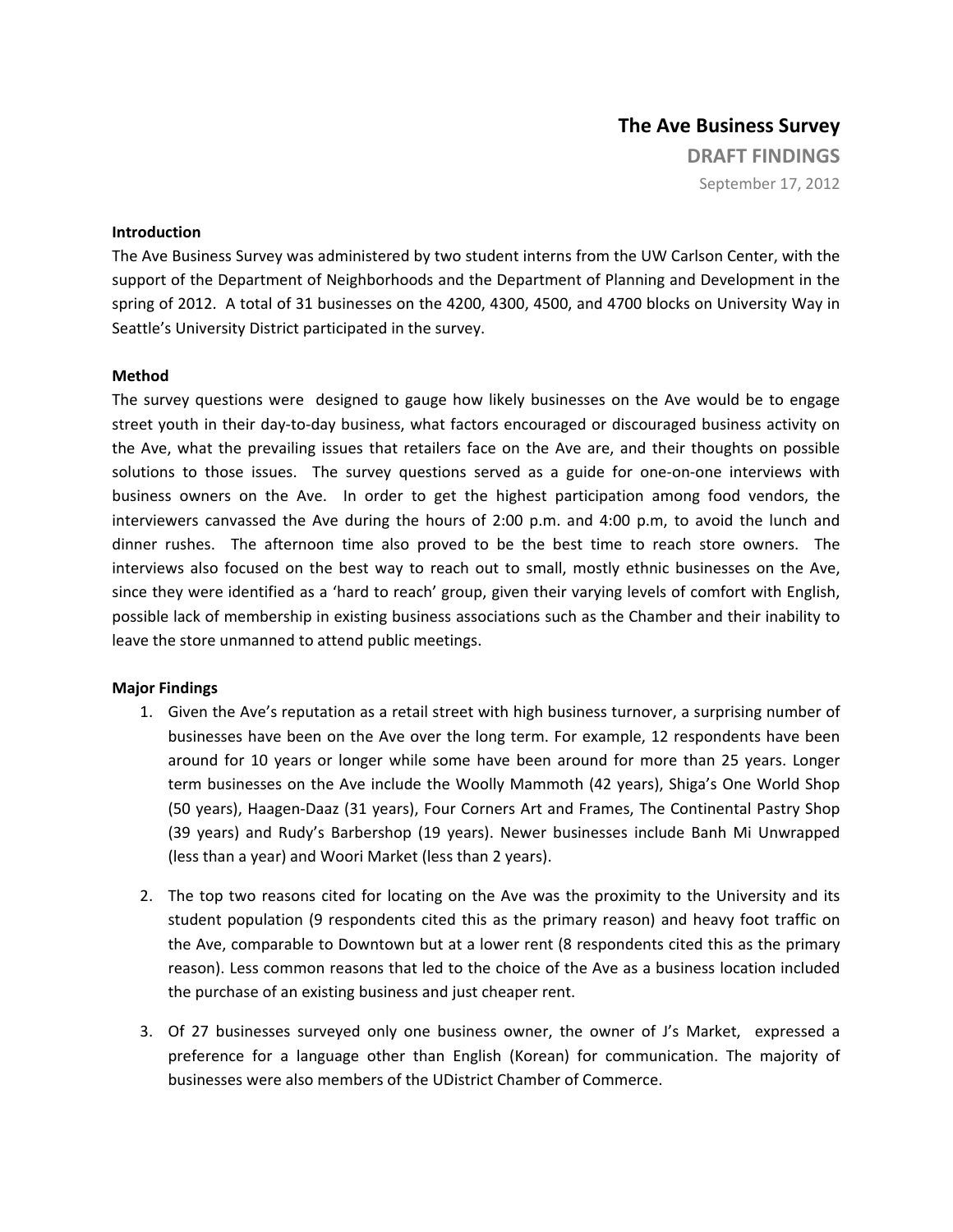# The Ave Business Survey

## DRAFT FINDINGS

September 17, 2012

**Introduction**

The Ave Business Survey was administered by two student interns from the UW Carlson Center, with the support of the Department of Neighborhoods and the Department of Planning and Development in the spring of 2012. A total of 31 businesses on the 4200, 4300, 4500, and 4700 blocks on University Way in Seattle's University District participated in the survey.

**Method**

The survey questions were designed to gauge how likely businesses on the Ave would be to engage street youth in their day-to-day business, what factors encouraged or discouraged business activity on the Ave, what the prevailing issues that retailers face on the Ave are, and their thoughts on possible solutions to those issues. The survey questions served as a guide for one-on-one interviews with business owners on the Ave. In order to get the highest participation among food vendors, the interviewers canvassed the Ave during the hours of 2:00 p.m. and 4:00 p.m, to avoid the lunch and dinner rushes. The afternoon time also proved to be the best time to reach store owners. The interviews also focused on the best way to reach out to small, mostly ethnic businesses on the Ave, since they were identified as a 'hard to reach' group, given their varying levels of comfort with English, possible lack of membership in existing business associations such as the Chamber and their inability to leave the store unmanned to attend public meetings.

**Major Findings**

1. Given the Ave's reputation as a retail street with high business turnover, a surprising number of businesses have been on the Ave over the long term. For example, 12 respondents have been around for 10 years or longer while some have been around for more than 25 years. Longer term businesses on the Ave include the Woolly Mammoth (42 years), Shiga's One World Shop (50 years), Haagen-Daaz (31 years), Four Corners Art and Frames, The Continental Pastry Shop (39 years) and Rudy's Barbershop (19 years). Newer businesses include Banh Mi Unwrapped (less than a year) and Woori Market (less than 2 years).

2. The top two reasons cited for locating on the Ave was the proximity to the University and its student population (9 respondents cited this as the primary reason) and heavy foot traffic on the Ave, comparable to Downtown but at a lower rent (8 respondents cited this as the primary reason). Less common reasons that led to the choice of the Ave as a business location included the purchase of an existing business and just cheaper rent.

3. Of 27 businesses surveyed only one business owner, the owner of J's Market, expressed a preference for a language other than English (Korean) for communication. The majority of businesses were also members of the UDistrict Chamber of Commerce.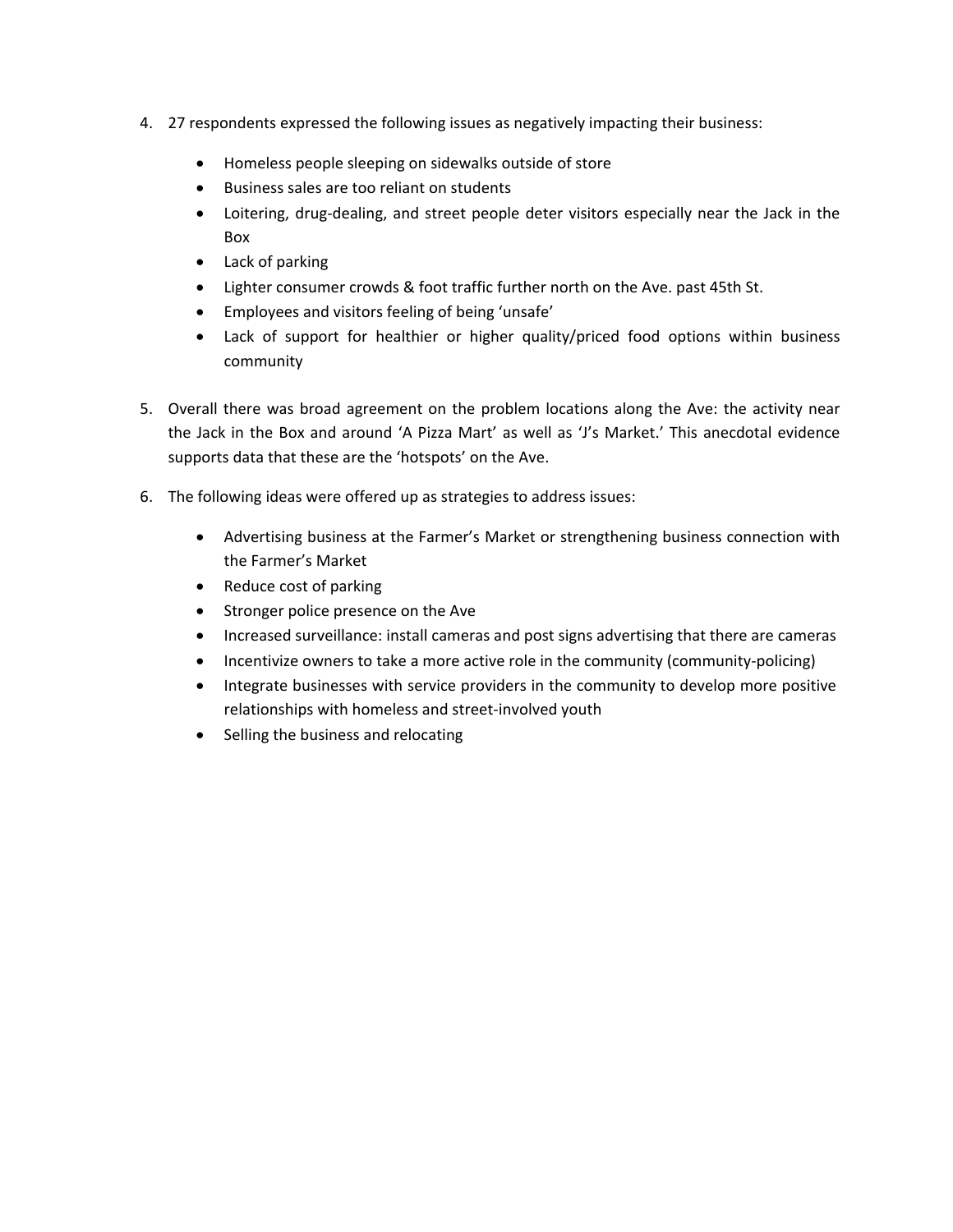4. 27 respondents expressed the following issues as negatively impacting their business:

    - Homeless people sleeping on sidewalks outside of store
    - Business sales are too reliant on students
    - Loitering, drug-dealing, and street people deter visitors especially near the Jack in the Box
    - Lack of parking
    - Lighter consumer crowds & foot traffic further north on the Ave. past 45th St.
    - Employees and visitors feeling of being 'unsafe'
    - Lack of support for healthier or higher quality/priced food options within business community

5. Overall there was broad agreement on the problem locations along the Ave: the activity near the Jack in the Box and around 'A Pizza Mart' as well as 'J's Market.' This anecdotal evidence supports data that these are the 'hotspots' on the Ave.

6. The following ideas were offered up as strategies to address issues:

    - Advertising business at the Farmer's Market or strengthening business connection with the Farmer's Market
    - Reduce cost of parking
    - Stronger police presence on the Ave
    - Increased surveillance: install cameras and post signs advertising that there are cameras
    - Incentivize owners to take a more active role in the community (community-policing)
    - Integrate businesses with service providers in the community to develop more positive relationships with homeless and street-involved youth
    - Selling the business and relocating